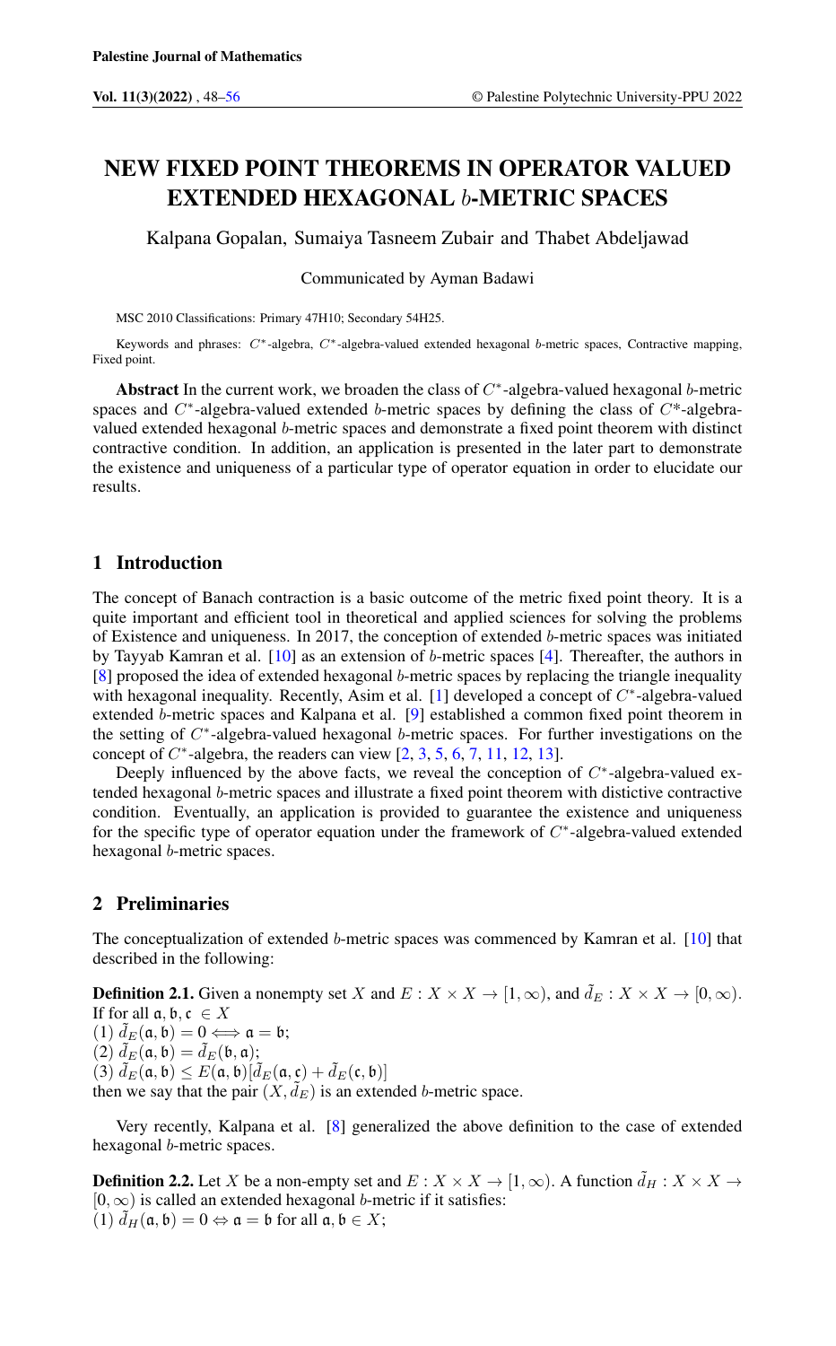# NEW FIXED POINT THEOREMS IN OPERATOR VALUED EXTENDED HEXAGONAL $b$-METRIC SPACES

Kalpana Gopalan, Sumaiya Tasneem Zubair and Thabet Abdeljawad

Communicated by Ayman Badawi

MSC 2010 Classifications: Primary 47H10; Secondary 54H25.

Keywords and phrases: $C^*$-algebra, $C^*$-algebra-valued extended hexagonal $b$-metric spaces, Contractive mapping, Fixed point.

**Abstract** In the current work, we broaden the class of $C^*$-algebra-valued hexagonal $b$-metric spaces and $C^*$-algebra-valued extended $b$-metric spaces by defining the class of $C^*$-algebra-valued extended hexagonal $b$-metric spaces and demonstrate a fixed point theorem with distinct contractive condition. In addition, an application is presented in the later part to demonstrate the existence and uniqueness of a particular type of operator equation in order to elucidate our results.

## 1 Introduction

The concept of Banach contraction is a basic outcome of the metric fixed point theory. It is a quite important and efficient tool in theoretical and applied sciences for solving the problems of Existence and uniqueness. In 2017, the conception of extended $b$-metric spaces was initiated by Tayyab Kamran et al. [10] as an extension of $b$-metric spaces [4]. Thereafter, the authors in [8] proposed the idea of extended hexagonal $b$-metric spaces by replacing the triangle inequality with hexagonal inequality. Recently, Asim et al. [1] developed a concept of $C^*$-algebra-valued extended $b$-metric spaces and Kalpana et al. [9] established a common fixed point theorem in the setting of $C^*$-algebra-valued hexagonal $b$-metric spaces. For further investigations on the concept of $C^*$-algebra, the readers can view [2, 3, 5, 6, 7, 11, 12, 13].

Deeply influenced by the above facts, we reveal the conception of $C^*$-algebra-valued extended hexagonal $b$-metric spaces and illustrate a fixed point theorem with distictive contractive condition. Eventually, an application is provided to guarantee the existence and uniqueness for the specific type of operator equation under the framework of $C^*$-algebra-valued extended hexagonal $b$-metric spaces.

## 2 Preliminaries

The conceptualization of extended $b$-metric spaces was commenced by Kamran et al. [10] that described in the following:

**Definition 2.1.** Given a nonempty set $X$ and $E : X \times X \to [1, \infty)$, and $\tilde{d}_E : X \times X \to [0, \infty)$. If for all $\mathfrak{a}, \mathfrak{b}, \mathfrak{c} \in X$
(1) $\tilde{d}_E(\mathfrak{a}, \mathfrak{b}) = 0 \iff \mathfrak{a} = \mathfrak{b}$;
(2) $\tilde{d}_E(\mathfrak{a}, \mathfrak{b}) = \tilde{d}_E(\mathfrak{b}, \mathfrak{a})$;
(3) $\tilde{d}_E(\mathfrak{a}, \mathfrak{b}) \le E(\mathfrak{a}, \mathfrak{b})[\tilde{d}_E(\mathfrak{a}, \mathfrak{c}) + \tilde{d}_E(\mathfrak{c}, \mathfrak{b})]$
then we say that the pair $(X, \tilde{d}_E)$ is an extended $b$-metric space.

Very recently, Kalpana et al. [8] generalized the above definition to the case of extended hexagonal $b$-metric spaces.

**Definition 2.2.** Let $X$ be a non-empty set and $E : X \times X \to [1, \infty)$. A function $\tilde{d}_H : X \times X \to [0, \infty)$ is called an extended hexagonal $b$-metric if it satisfies:
(1) $\tilde{d}_H(\mathfrak{a}, \mathfrak{b}) = 0 \Leftrightarrow \mathfrak{a} = \mathfrak{b}$ for all $\mathfrak{a}, \mathfrak{b} \in X$;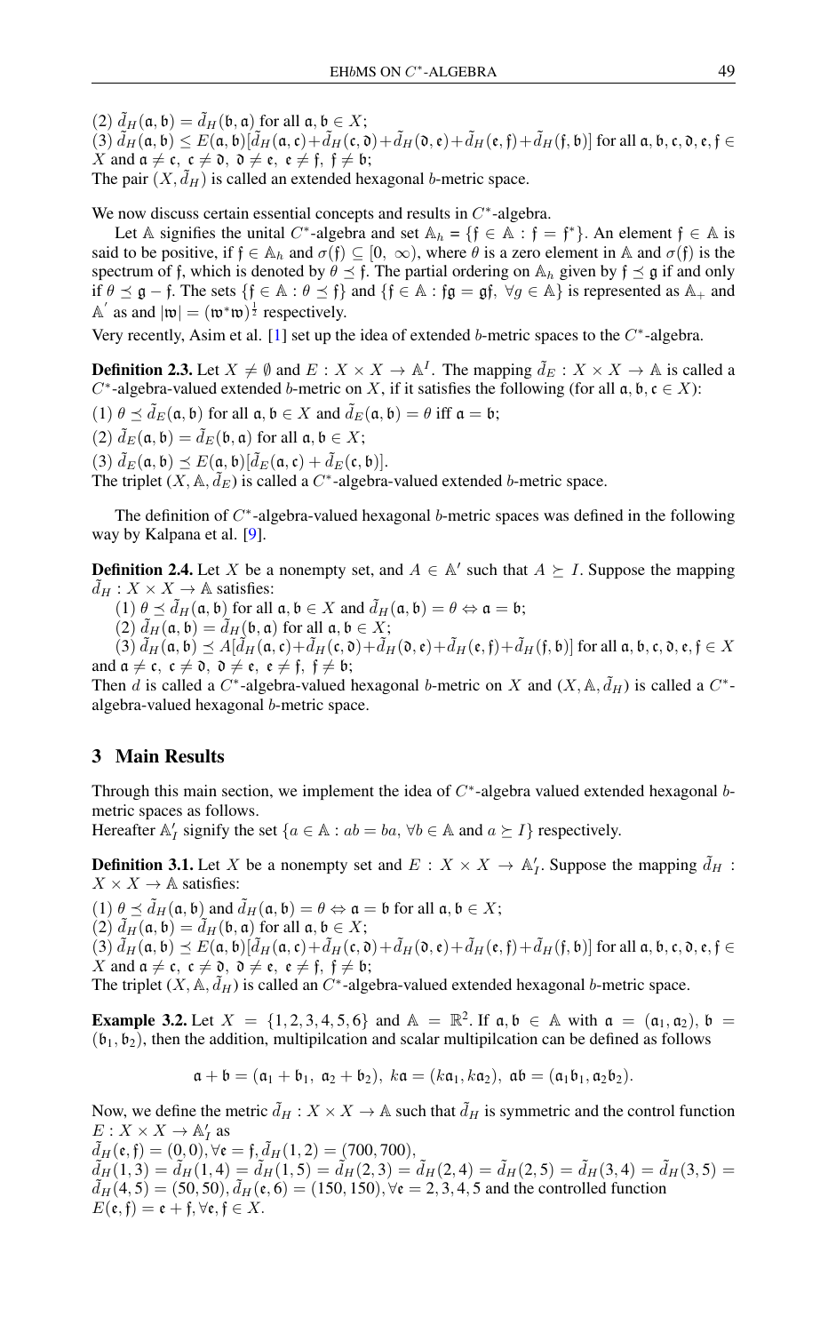(2) $\tilde{d}_H(\mathfrak{a},\mathfrak{b}) = \tilde{d}_H(\mathfrak{b},\mathfrak{a})$ for all $\mathfrak{a},\mathfrak{b} \in X$;
(3) $\tilde{d}_H(\mathfrak{a},\mathfrak{b}) \leq E(\mathfrak{a},\mathfrak{b})[\tilde{d}_H(\mathfrak{a},\mathfrak{c})+\tilde{d}_H(\mathfrak{c},\mathfrak{d})+\tilde{d}_H(\mathfrak{d},\mathfrak{e})+\tilde{d}_H(\mathfrak{e},\mathfrak{f})+\tilde{d}_H(\mathfrak{f},\mathfrak{b})]$ for all $\mathfrak{a},\mathfrak{b},\mathfrak{c},\mathfrak{d},\mathfrak{e},\mathfrak{f} \in X$ and $\mathfrak{a} \neq \mathfrak{c},\ \mathfrak{c} \neq \mathfrak{d},\ \mathfrak{d} \neq \mathfrak{e},\ \mathfrak{e} \neq \mathfrak{f},\ \mathfrak{f} \neq \mathfrak{b}$;
The pair $(X, \tilde{d}_H)$ is called an extended hexagonal $b$-metric space.

We now discuss certain essential concepts and results in $C^*$-algebra.

Let $\mathbb{A}$ signifies the unital $C^*$-algebra and set $\mathbb{A}_h = \{\mathfrak{f} \in \mathbb{A} : \mathfrak{f} = \mathfrak{f}^*\}$. An element $\mathfrak{f} \in \mathbb{A}$ is said to be positive, if $\mathfrak{f} \in \mathbb{A}_h$ and $\sigma(\mathfrak{f}) \subseteq [0,\ \infty)$, where $\theta$ is a zero element in $\mathbb{A}$ and $\sigma(\mathfrak{f})$ is the spectrum of $\mathfrak{f}$, which is denoted by $\theta \preceq \mathfrak{f}$. The partial ordering on $\mathbb{A}_h$ given by $\mathfrak{f} \preceq \mathfrak{g}$ if and only if $\theta \preceq \mathfrak{g} - \mathfrak{f}$. The sets $\{\mathfrak{f} \in \mathbb{A} : \theta \preceq \mathfrak{f}\}$ and $\{\mathfrak{f} \in \mathbb{A} : \mathfrak{f}\mathfrak{g} = \mathfrak{g}\mathfrak{f},\ \forall g \in \mathbb{A}\}$ is represented as $\mathbb{A}_+$ and $\mathbb{A}^{'}$ as and $|\mathfrak{w}| = (\mathfrak{w}^*\mathfrak{w})^{\frac{1}{2}}$ respectively.

Very recently, Asim et al. [1] set up the idea of extended $b$-metric spaces to the $C^*$-algebra.

**Definition 2.3.** Let $X \neq \emptyset$ and $E : X \times X \to \mathbb{A}^I$. The mapping $\tilde{d}_E : X \times X \to \mathbb{A}$ is called a $C^*$-algebra-valued extended $b$-metric on $X$, if it satisfies the following (for all $\mathfrak{a},\mathfrak{b},\mathfrak{c} \in X$):

(1) $\theta \preceq \tilde{d}_E(\mathfrak{a},\mathfrak{b})$ for all $\mathfrak{a},\mathfrak{b} \in X$ and $\tilde{d}_E(\mathfrak{a},\mathfrak{b}) = \theta$ iff $\mathfrak{a} = \mathfrak{b}$;
(2) $\tilde{d}_E(\mathfrak{a},\mathfrak{b}) = \tilde{d}_E(\mathfrak{b},\mathfrak{a})$ for all $\mathfrak{a},\mathfrak{b} \in X$;
(3) $\tilde{d}_E(\mathfrak{a},\mathfrak{b}) \preceq E(\mathfrak{a},\mathfrak{b})[\tilde{d}_E(\mathfrak{a},\mathfrak{c}) + \tilde{d}_E(\mathfrak{c},\mathfrak{b})]$.
The triplet $(X, \mathbb{A}, \tilde{d}_E)$ is called a $C^*$-algebra-valued extended $b$-metric space.

The definition of $C^*$-algebra-valued hexagonal $b$-metric spaces was defined in the following way by Kalpana et al. [9].

**Definition 2.4.** Let $X$ be a nonempty set, and $A \in \mathbb{A}'$ such that $A \succeq I$. Suppose the mapping $\tilde{d}_H : X \times X \to \mathbb{A}$ satisfies:

(1) $\theta \preceq \tilde{d}_H(\mathfrak{a},\mathfrak{b})$ for all $\mathfrak{a},\mathfrak{b} \in X$ and $\tilde{d}_H(\mathfrak{a},\mathfrak{b}) = \theta \Leftrightarrow \mathfrak{a} = \mathfrak{b}$;
(2) $\tilde{d}_H(\mathfrak{a},\mathfrak{b}) = \tilde{d}_H(\mathfrak{b},\mathfrak{a})$ for all $\mathfrak{a},\mathfrak{b} \in X$;
(3) $\tilde{d}_H(\mathfrak{a},\mathfrak{b}) \preceq A[\tilde{d}_H(\mathfrak{a},\mathfrak{c})+\tilde{d}_H(\mathfrak{c},\mathfrak{d})+\tilde{d}_H(\mathfrak{d},\mathfrak{e})+\tilde{d}_H(\mathfrak{e},\mathfrak{f})+\tilde{d}_H(\mathfrak{f},\mathfrak{b})]$ for all $\mathfrak{a},\mathfrak{b},\mathfrak{c},\mathfrak{d},\mathfrak{e},\mathfrak{f} \in X$ and $\mathfrak{a} \neq \mathfrak{c},\ \mathfrak{c} \neq \mathfrak{d},\ \mathfrak{d} \neq \mathfrak{e},\ \mathfrak{e} \neq \mathfrak{f},\ \mathfrak{f} \neq \mathfrak{b}$;
Then $d$ is called a $C^*$-algebra-valued hexagonal $b$-metric on $X$ and $(X, \mathbb{A}, \tilde{d}_H)$ is called a $C^*$-algebra-valued hexagonal $b$-metric space.

## 3 Main Results

Through this main section, we implement the idea of $C^*$-algebra valued extended hexagonal $b$-metric spaces as follows.
Hereafter $\mathbb{A}_I'$ signify the set $\{a \in \mathbb{A} : ab = ba,\ \forall b \in \mathbb{A} \text{ and } a \succeq I\}$ respectively.

**Definition 3.1.** Let $X$ be a nonempty set and $E : X \times X \to \mathbb{A}_I'$. Suppose the mapping $\tilde{d}_H : X \times X \to \mathbb{A}$ satisfies:

(1) $\theta \preceq \tilde{d}_H(\mathfrak{a},\mathfrak{b})$ and $\tilde{d}_H(\mathfrak{a},\mathfrak{b}) = \theta \Leftrightarrow \mathfrak{a} = \mathfrak{b}$ for all $\mathfrak{a},\mathfrak{b} \in X$;
(2) $\tilde{d}_H(\mathfrak{a},\mathfrak{b}) = \tilde{d}_H(\mathfrak{b},\mathfrak{a})$ for all $\mathfrak{a},\mathfrak{b} \in X$;
(3) $\tilde{d}_H(\mathfrak{a},\mathfrak{b}) \preceq E(\mathfrak{a},\mathfrak{b})[\tilde{d}_H(\mathfrak{a},\mathfrak{c})+\tilde{d}_H(\mathfrak{c},\mathfrak{d})+\tilde{d}_H(\mathfrak{d},\mathfrak{e})+\tilde{d}_H(\mathfrak{e},\mathfrak{f})+\tilde{d}_H(\mathfrak{f},\mathfrak{b})]$ for all $\mathfrak{a},\mathfrak{b},\mathfrak{c},\mathfrak{d},\mathfrak{e},\mathfrak{f} \in X$ and $\mathfrak{a} \neq \mathfrak{c},\ \mathfrak{c} \neq \mathfrak{d},\ \mathfrak{d} \neq \mathfrak{e},\ \mathfrak{e} \neq \mathfrak{f},\ \mathfrak{f} \neq \mathfrak{b}$;
The triplet $(X, \mathbb{A}, \tilde{d}_H)$ is called an $C^*$-algebra-valued extended hexagonal $b$-metric space.

**Example 3.2.** Let $X = \{1, 2, 3, 4, 5, 6\}$ and $\mathbb{A} = \mathbb{R}^2$. If $\mathfrak{a},\mathfrak{b} \in \mathbb{A}$ with $\mathfrak{a} = (\mathfrak{a}_1, \mathfrak{a}_2)$, $\mathfrak{b} = (\mathfrak{b}_1, \mathfrak{b}_2)$, then the addition, multipilcation and scalar multipilcation can be defined as follows

$$\mathfrak{a} + \mathfrak{b} = (\mathfrak{a}_1 + \mathfrak{b}_1,\ \mathfrak{a}_2 + \mathfrak{b}_2),\ k\mathfrak{a} = (k\mathfrak{a}_1, k\mathfrak{a}_2),\ \mathfrak{a}\mathfrak{b} = (\mathfrak{a}_1\mathfrak{b}_1, \mathfrak{a}_2\mathfrak{b}_2).$$

Now, we define the metric $\tilde{d}_H : X \times X \to \mathbb{A}$ such that $\tilde{d}_H$ is symmetric and the control function $E : X \times X \to \mathbb{A}_I'$ as
$\tilde{d}_H(\mathfrak{e},\mathfrak{f}) = (0,0), \forall \mathfrak{e} = \mathfrak{f}, \tilde{d}_H(1,2) = (700, 700)$,
$\tilde{d}_H(1,3) = \tilde{d}_H(1,4) = \tilde{d}_H(1,5) = \tilde{d}_H(2,3) = \tilde{d}_H(2,4) = \tilde{d}_H(2,5) = \tilde{d}_H(3,4) = \tilde{d}_H(3,5) = \tilde{d}_H(4,5) = (50,50), \tilde{d}_H(\mathfrak{e},6) = (150,150), \forall \mathfrak{e} = 2,3,4,5$ and the controlled function
$E(\mathfrak{e},\mathfrak{f}) = \mathfrak{e} + \mathfrak{f}, \forall \mathfrak{e},\mathfrak{f} \in X$.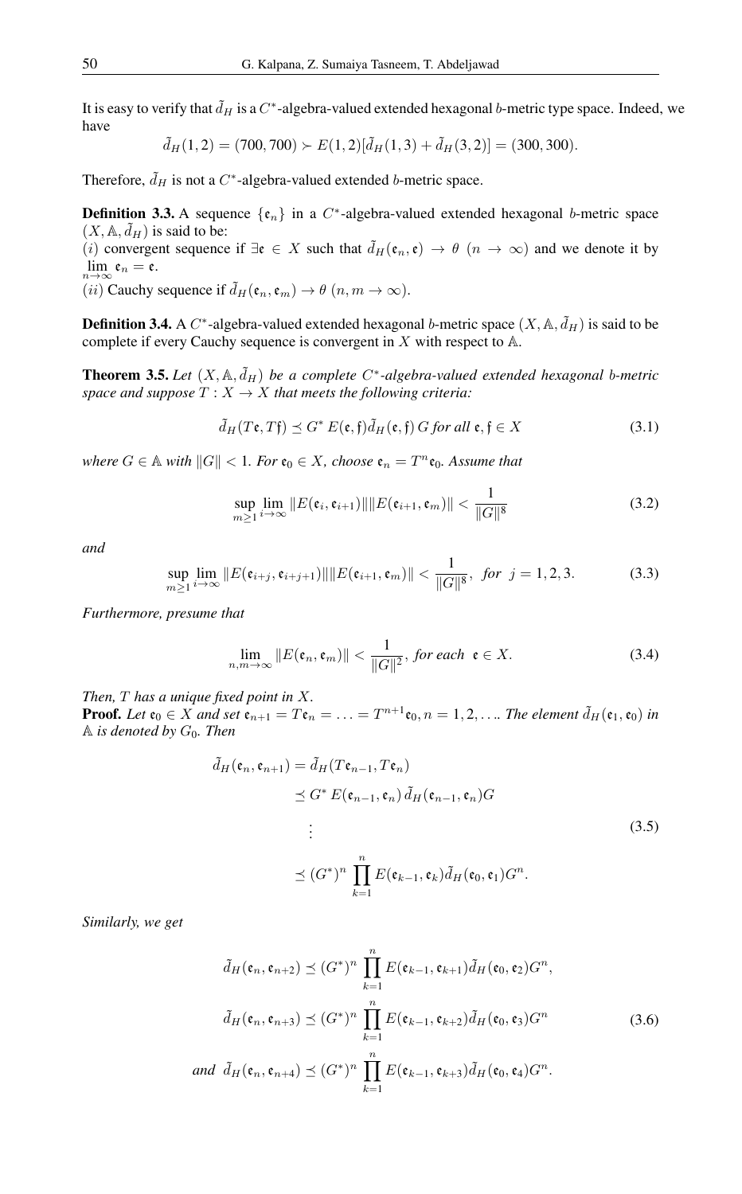It is easy to verify that $\tilde{d}_H$ is a $C^*$-algebra-valued extended hexagonal $b$-metric type space. Indeed, we have

$$\tilde{d}_H(1,2) = (700, 700) \succ E(1,2)[\tilde{d}_H(1,3) + \tilde{d}_H(3,2)] = (300, 300).$$

Therefore, $\tilde{d}_H$ is not a $C^*$-algebra-valued extended $b$-metric space.

**Definition 3.3.** A sequence $\{\mathfrak{e}_n\}$ in a $C^*$-algebra-valued extended hexagonal $b$-metric space $(X, \mathbb{A}, \tilde{d}_H)$ is said to be:
$(i)$ convergent sequence if $\exists \mathfrak{e} \in X$ such that $\tilde{d}_H(\mathfrak{e}_n, \mathfrak{e}) \to \theta$ $(n \to \infty)$ and we denote it by $\lim_{n\to\infty} \mathfrak{e}_n = \mathfrak{e}$.
$(ii)$ Cauchy sequence if $\tilde{d}_H(\mathfrak{e}_n, \mathfrak{e}_m) \to \theta$ $(n, m \to \infty)$.

**Definition 3.4.** A $C^*$-algebra-valued extended hexagonal $b$-metric space $(X, \mathbb{A}, \tilde{d}_H)$ is said to be complete if every Cauchy sequence is convergent in $X$ with respect to $\mathbb{A}$.

**Theorem 3.5.** *Let $(X, \mathbb{A}, \tilde{d}_H)$ be a complete $C^*$-algebra-valued extended hexagonal $b$-metric space and suppose $T : X \to X$ that meets the following criteria:*

$$\tilde{d}_H(T\mathfrak{e}, T\mathfrak{f}) \preceq G^*\, E(\mathfrak{e}, \mathfrak{f})\tilde{d}_H(\mathfrak{e}, \mathfrak{f})\, G \text{ for all } \mathfrak{e}, \mathfrak{f} \in X \tag{3.1}$$

*where $G \in \mathbb{A}$ with $\|G\| < 1$. For $\mathfrak{e}_0 \in X$, choose $\mathfrak{e}_n = T^n\mathfrak{e}_0$. Assume that*

$$\sup_{m\geq 1} \lim_{i\to\infty} \|E(\mathfrak{e}_i, \mathfrak{e}_{i+1})\| \|E(\mathfrak{e}_{i+1}, \mathfrak{e}_m)\| < \frac{1}{\|G\|^8} \tag{3.2}$$

*and*

$$\sup_{m\geq 1} \lim_{i\to\infty} \|E(\mathfrak{e}_{i+j}, \mathfrak{e}_{i+j+1})\| \|E(\mathfrak{e}_{i+1}, \mathfrak{e}_m)\| < \frac{1}{\|G\|^8}, \text{ for } j = 1, 2, 3. \tag{3.3}$$

*Furthermore, presume that*

$$\lim_{n,m\to\infty} \|E(\mathfrak{e}_n, \mathfrak{e}_m)\| < \frac{1}{\|G\|^2}, \text{ for each } \mathfrak{e} \in X. \tag{3.4}$$

*Then, $T$ has a unique fixed point in $X$.*

**Proof.** *Let $\mathfrak{e}_0 \in X$ and set $\mathfrak{e}_{n+1} = T\mathfrak{e}_n = \ldots = T^{n+1}\mathfrak{e}_0, n = 1, 2, \ldots$. The element $\tilde{d}_H(\mathfrak{e}_1, \mathfrak{e}_0)$ in $\mathbb{A}$ is denoted by $G_0$. Then*

$$\begin{aligned}
\tilde{d}_H(\mathfrak{e}_n, \mathfrak{e}_{n+1}) &= \tilde{d}_H(T\mathfrak{e}_{n-1}, T\mathfrak{e}_n) \\
&\preceq G^*\, E(\mathfrak{e}_{n-1}, \mathfrak{e}_n)\, \tilde{d}_H(\mathfrak{e}_{n-1}, \mathfrak{e}_n)G \\
&\ \ \vdots \\
&\preceq (G^*)^n \prod_{k=1}^{n} E(\mathfrak{e}_{k-1}, \mathfrak{e}_k)\tilde{d}_H(\mathfrak{e}_0, \mathfrak{e}_1)G^n.
\end{aligned} \tag{3.5}$$

*Similarly, we get*

$$\begin{aligned}
\tilde{d}_H(\mathfrak{e}_n, \mathfrak{e}_{n+2}) &\preceq (G^*)^n \prod_{k=1}^{n} E(\mathfrak{e}_{k-1}, \mathfrak{e}_{k+1})\tilde{d}_H(\mathfrak{e}_0, \mathfrak{e}_2)G^n, \\
\tilde{d}_H(\mathfrak{e}_n, \mathfrak{e}_{n+3}) &\preceq (G^*)^n \prod_{k=1}^{n} E(\mathfrak{e}_{k-1}, \mathfrak{e}_{k+2})\tilde{d}_H(\mathfrak{e}_0, \mathfrak{e}_3)G^n \\
\text{and } \tilde{d}_H(\mathfrak{e}_n, \mathfrak{e}_{n+4}) &\preceq (G^*)^n \prod_{k=1}^{n} E(\mathfrak{e}_{k-1}, \mathfrak{e}_{k+3})\tilde{d}_H(\mathfrak{e}_0, \mathfrak{e}_4)G^n.
\end{aligned} \tag{3.6}$$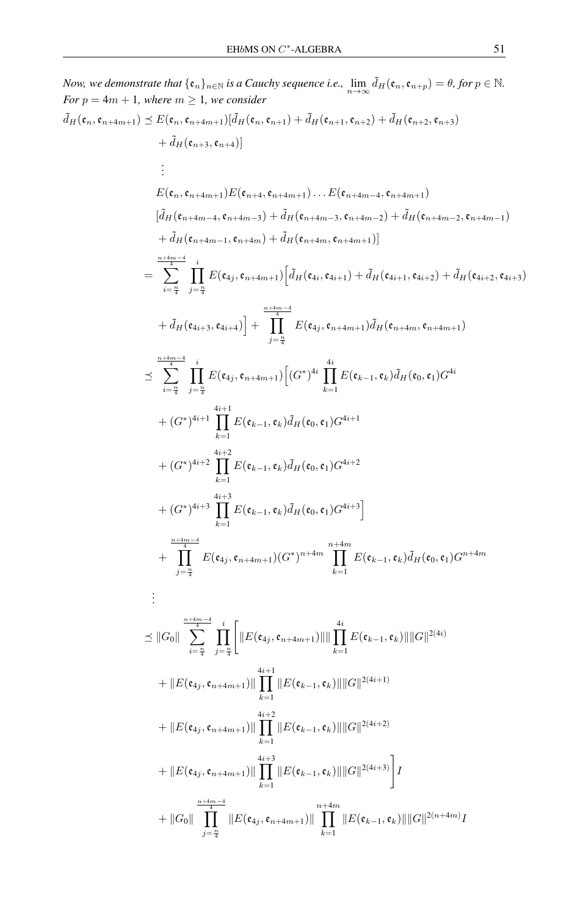*Now, we demonstrate that $\{\mathfrak{e}_n\}_{n\in\mathbb{N}}$ is a Cauchy sequence i.e., $\lim_{n\to\infty} \tilde{d}_H(\mathfrak{e}_n, \mathfrak{e}_{n+p}) = \theta$, for $p \in \mathbb{N}$. For $p = 4m+1$, where $m \geq 1$, we consider*

$$
\begin{aligned}
\tilde{d}_H(\mathfrak{e}_n, \mathfrak{e}_{n+4m+1}) &\preceq E(\mathfrak{e}_n, \mathfrak{e}_{n+4m+1})[\tilde{d}_H(\mathfrak{e}_n, \mathfrak{e}_{n+1}) + \tilde{d}_H(\mathfrak{e}_{n+1}, \mathfrak{e}_{n+2}) + \tilde{d}_H(\mathfrak{e}_{n+2}, \mathfrak{e}_{n+3}) \\
&\quad + \tilde{d}_H(\mathfrak{e}_{n+3}, \mathfrak{e}_{n+4})] \\
&\quad \vdots \\
&\quad E(\mathfrak{e}_n, \mathfrak{e}_{n+4m+1})E(\mathfrak{e}_{n+4}, \mathfrak{e}_{n+4m+1}) \dots E(\mathfrak{e}_{n+4m-4}, \mathfrak{e}_{n+4m+1}) \\
&\quad [\tilde{d}_H(\mathfrak{e}_{n+4m-4}, \mathfrak{e}_{n+4m-3}) + \tilde{d}_H(\mathfrak{e}_{n+4m-3}, \mathfrak{e}_{n+4m-2}) + \tilde{d}_H(\mathfrak{e}_{n+4m-2}, \mathfrak{e}_{n+4m-1}) \\
&\quad + \tilde{d}_H(\mathfrak{e}_{n+4m-1}, \mathfrak{e}_{n+4m}) + \tilde{d}_H(\mathfrak{e}_{n+4m}, \mathfrak{e}_{n+4m+1})] \\
&= \sum_{i=\frac{n}{4}}^{\frac{n+4m-4}{4}} \prod_{j=\frac{n}{4}}^{i} E(\mathfrak{e}_{4j}, \mathfrak{e}_{n+4m+1}) \Big[\tilde{d}_H(\mathfrak{e}_{4i}, \mathfrak{e}_{4i+1}) + \tilde{d}_H(\mathfrak{e}_{4i+1}, \mathfrak{e}_{4i+2}) + \tilde{d}_H(\mathfrak{e}_{4i+2}, \mathfrak{e}_{4i+3}) \\
&\quad + \tilde{d}_H(\mathfrak{e}_{4i+3}, \mathfrak{e}_{4i+4})\Big] + \prod_{j=\frac{n}{4}}^{\frac{n+4m-4}{4}} E(\mathfrak{e}_{4j}, \mathfrak{e}_{n+4m+1})\tilde{d}_H(\mathfrak{e}_{n+4m}, \mathfrak{e}_{n+4m+1}) \\
&\preceq \sum_{i=\frac{n}{4}}^{\frac{n+4m-4}{4}} \prod_{j=\frac{n}{4}}^{i} E(\mathfrak{e}_{4j}, \mathfrak{e}_{n+4m+1}) \Big[(G^*)^{4i} \prod_{k=1}^{4i} E(\mathfrak{e}_{k-1}, \mathfrak{e}_k)\tilde{d}_H(\mathfrak{e}_0, \mathfrak{e}_1)G^{4i} \\
&\quad + (G^*)^{4i+1} \prod_{k=1}^{4i+1} E(\mathfrak{e}_{k-1}, \mathfrak{e}_k)\tilde{d}_H(\mathfrak{e}_0, \mathfrak{e}_1)G^{4i+1} \\
&\quad + (G^*)^{4i+2} \prod_{k=1}^{4i+2} E(\mathfrak{e}_{k-1}, \mathfrak{e}_k)\tilde{d}_H(\mathfrak{e}_0, \mathfrak{e}_1)G^{4i+2} \\
&\quad + (G^*)^{4i+3} \prod_{k=1}^{4i+3} E(\mathfrak{e}_{k-1}, \mathfrak{e}_k)\tilde{d}_H(\mathfrak{e}_0, \mathfrak{e}_1)G^{4i+3}\Big] \\
&\quad + \prod_{j=\frac{n}{4}}^{\frac{n+4m-4}{4}} E(\mathfrak{e}_{4j}, \mathfrak{e}_{n+4m+1})(G^*)^{n+4m} \prod_{k=1}^{n+4m} E(\mathfrak{e}_{k-1}, \mathfrak{e}_k)\tilde{d}_H(\mathfrak{e}_0, \mathfrak{e}_1)G^{n+4m} \\
&\ \vdots \\
&\preceq \|G_0\| \sum_{i=\frac{n}{4}}^{\frac{n+4m-4}{4}} \prod_{j=\frac{n}{4}}^{i} \Bigg[\|E(\mathfrak{e}_{4j}, \mathfrak{e}_{n+4m+1})\| \|\prod_{k=1}^{4i} E(\mathfrak{e}_{k-1}, \mathfrak{e}_k)\| \|G\|^{2(4i)} \\
&\quad + \|E(\mathfrak{e}_{4j}, \mathfrak{e}_{n+4m+1})\| \prod_{k=1}^{4i+1} \|E(\mathfrak{e}_{k-1}, \mathfrak{e}_k)\| \|G\|^{2(4i+1)} \\
&\quad + \|E(\mathfrak{e}_{4j}, \mathfrak{e}_{n+4m+1})\| \prod_{k=1}^{4i+2} \|E(\mathfrak{e}_{k-1}, \mathfrak{e}_k)\| \|G\|^{2(4i+2)} \\
&\quad + \|E(\mathfrak{e}_{4j}, \mathfrak{e}_{n+4m+1})\| \prod_{k=1}^{4i+3} \|E(\mathfrak{e}_{k-1}, \mathfrak{e}_k)\| \|G\|^{2(4i+3)}\Bigg] I \\
&\quad + \|G_0\| \prod_{j=\frac{n}{4}}^{\frac{n+4m-4}{4}} \|E(\mathfrak{e}_{4j}, \mathfrak{e}_{n+4m+1})\| \prod_{k=1}^{n+4m} \|E(\mathfrak{e}_{k-1}, \mathfrak{e}_k)\| \|G\|^{2(n+4m)} I
\end{aligned}
$$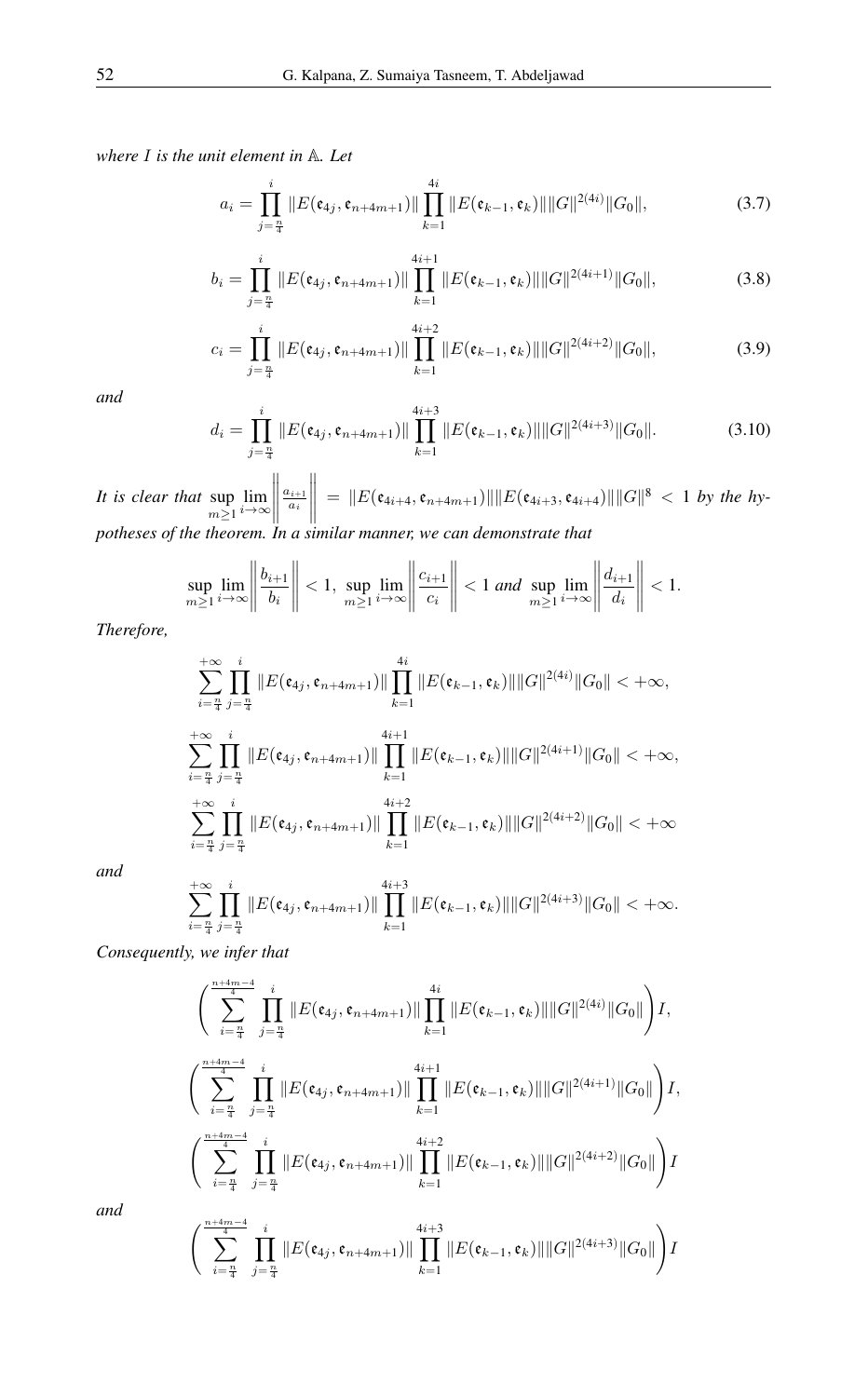*where $I$ is the unit element in $\mathbb{A}$. Let*

$$a_i = \prod_{j=\frac{n}{4}}^{i} \|E(\mathfrak{e}_{4j}, \mathfrak{e}_{n+4m+1})\| \prod_{k=1}^{4i} \|E(\mathfrak{e}_{k-1}, \mathfrak{e}_k)\| \|G\|^{2(4i)} \|G_0\|, \tag{3.7}$$

$$b_i = \prod_{j=\frac{n}{4}}^{i} \|E(\mathfrak{e}_{4j}, \mathfrak{e}_{n+4m+1})\| \prod_{k=1}^{4i+1} \|E(\mathfrak{e}_{k-1}, \mathfrak{e}_k)\| \|G\|^{2(4i+1)} \|G_0\|, \tag{3.8}$$

$$c_i = \prod_{j=\frac{n}{4}}^{i} \|E(\mathfrak{e}_{4j}, \mathfrak{e}_{n+4m+1})\| \prod_{k=1}^{4i+2} \|E(\mathfrak{e}_{k-1}, \mathfrak{e}_k)\| \|G\|^{2(4i+2)} \|G_0\|, \tag{3.9}$$

*and*

$$d_i = \prod_{j=\frac{n}{4}}^{i} \|E(\mathfrak{e}_{4j}, \mathfrak{e}_{n+4m+1})\| \prod_{k=1}^{4i+3} \|E(\mathfrak{e}_{k-1}, \mathfrak{e}_k)\| \|G\|^{2(4i+3)} \|G_0\|. \tag{3.10}$$

*It is clear that* $\sup\limits_{m\geq 1} \lim\limits_{i\to\infty} \left\| \frac{a_{i+1}}{a_i} \right\| = \|E(\mathfrak{e}_{4i+4}, \mathfrak{e}_{n+4m+1})\| \|E(\mathfrak{e}_{4i+3}, \mathfrak{e}_{4i+4})\| \|G\|^8 < 1$ *by the hypotheses of the theorem. In a similar manner, we can demonstrate that*

$$\sup_{m\geq 1} \lim_{i\to\infty} \left\| \frac{b_{i+1}}{b_i} \right\| < 1, \ \sup_{m\geq 1} \lim_{i\to\infty} \left\| \frac{c_{i+1}}{c_i} \right\| < 1 \text{ and } \sup_{m\geq 1} \lim_{i\to\infty} \left\| \frac{d_{i+1}}{d_i} \right\| < 1.$$

*Therefore,*

$$\sum_{i=\frac{n}{4}}^{+\infty} \prod_{j=\frac{n}{4}}^{i} \|E(\mathfrak{e}_{4j}, \mathfrak{e}_{n+4m+1})\| \prod_{k=1}^{4i} \|E(\mathfrak{e}_{k-1}, \mathfrak{e}_k)\| \|G\|^{2(4i)} \|G_0\| < +\infty,$$

$$\sum_{i=\frac{n}{4}}^{+\infty} \prod_{j=\frac{n}{4}}^{i} \|E(\mathfrak{e}_{4j}, \mathfrak{e}_{n+4m+1})\| \prod_{k=1}^{4i+1} \|E(\mathfrak{e}_{k-1}, \mathfrak{e}_k)\| \|G\|^{2(4i+1)} \|G_0\| < +\infty,$$

$$\sum_{i=\frac{n}{4}}^{+\infty} \prod_{j=\frac{n}{4}}^{i} \|E(\mathfrak{e}_{4j}, \mathfrak{e}_{n+4m+1})\| \prod_{k=1}^{4i+2} \|E(\mathfrak{e}_{k-1}, \mathfrak{e}_k)\| \|G\|^{2(4i+2)} \|G_0\| < +\infty$$

*and*

$$\sum_{i=\frac{n}{4}}^{+\infty} \prod_{j=\frac{n}{4}}^{i} \|E(\mathfrak{e}_{4j}, \mathfrak{e}_{n+4m+1})\| \prod_{k=1}^{4i+3} \|E(\mathfrak{e}_{k-1}, \mathfrak{e}_k)\| \|G\|^{2(4i+3)} \|G_0\| < +\infty.$$

*Consequently, we infer that*

$$\left( \sum_{i=\frac{n}{4}}^{\frac{n+4m-4}{4}} \prod_{j=\frac{n}{4}}^{i} \|E(\mathfrak{e}_{4j}, \mathfrak{e}_{n+4m+1})\| \prod_{k=1}^{4i} \|E(\mathfrak{e}_{k-1}, \mathfrak{e}_k)\| \|G\|^{2(4i)} \|G_0\| \right) I,$$

$$\left( \sum_{i=\frac{n}{4}}^{\frac{n+4m-4}{4}} \prod_{j=\frac{n}{4}}^{i} \|E(\mathfrak{e}_{4j}, \mathfrak{e}_{n+4m+1})\| \prod_{k=1}^{4i+1} \|E(\mathfrak{e}_{k-1}, \mathfrak{e}_k)\| \|G\|^{2(4i+1)} \|G_0\| \right) I,$$

$$\left( \sum_{i=\frac{n}{4}}^{\frac{n+4m-4}{4}} \prod_{j=\frac{n}{4}}^{i} \|E(\mathfrak{e}_{4j}, \mathfrak{e}_{n+4m+1})\| \prod_{k=1}^{4i+2} \|E(\mathfrak{e}_{k-1}, \mathfrak{e}_k)\| \|G\|^{2(4i+2)} \|G_0\| \right) I$$

*and*

$$\left( \sum_{i=\frac{n}{4}}^{\frac{n+4m-4}{4}} \prod_{j=\frac{n}{4}}^{i} \|E(\mathfrak{e}_{4j}, \mathfrak{e}_{n+4m+1})\| \prod_{k=1}^{4i+3} \|E(\mathfrak{e}_{k-1}, \mathfrak{e}_k)\| \|G\|^{2(4i+3)} \|G_0\| \right) I$$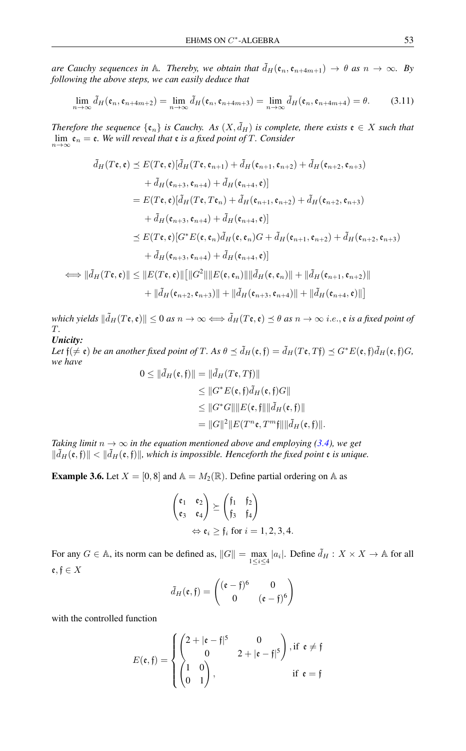*are Cauchy sequences in $\mathbb{A}$. Thereby, we obtain that $\tilde{d}_H(\mathfrak{e}_n, \mathfrak{e}_{n+4m+1}) \to \theta$ as $n \to \infty$. By following the above steps, we can easily deduce that*

$$\lim_{n\to\infty} \tilde{d}_H(\mathfrak{e}_n, \mathfrak{e}_{n+4m+2}) = \lim_{n\to\infty} \tilde{d}_H(\mathfrak{e}_n, \mathfrak{e}_{n+4m+3}) = \lim_{n\to\infty} \tilde{d}_H(\mathfrak{e}_n, \mathfrak{e}_{n+4m+4}) = \theta. \tag{3.11}$$

*Therefore the sequence $\{\mathfrak{e}_n\}$ is Cauchy. As $(X, \tilde{d}_H)$ is complete, there exists $\mathfrak{e} \in X$ such that $\lim_{n\to\infty} \mathfrak{e}_n = \mathfrak{e}$. We will reveal that $\mathfrak{e}$ is a fixed point of $T$. Consider*

$$\begin{aligned}
\tilde{d}_H(T\mathfrak{e}, \mathfrak{e}) &\preceq E(T\mathfrak{e}, \mathfrak{e})[\tilde{d}_H(T\mathfrak{e}, \mathfrak{e}_{n+1}) + \tilde{d}_H(\mathfrak{e}_{n+1}, \mathfrak{e}_{n+2}) + \tilde{d}_H(\mathfrak{e}_{n+2}, \mathfrak{e}_{n+3}) \\
&\quad + \tilde{d}_H(\mathfrak{e}_{n+3}, \mathfrak{e}_{n+4}) + \tilde{d}_H(\mathfrak{e}_{n+4}, \mathfrak{e})] \\
&= E(T\mathfrak{e}, \mathfrak{e})[\tilde{d}_H(T\mathfrak{e}, T\mathfrak{e}_n) + \tilde{d}_H(\mathfrak{e}_{n+1}, \mathfrak{e}_{n+2}) + \tilde{d}_H(\mathfrak{e}_{n+2}, \mathfrak{e}_{n+3}) \\
&\quad + \tilde{d}_H(\mathfrak{e}_{n+3}, \mathfrak{e}_{n+4}) + \tilde{d}_H(\mathfrak{e}_{n+4}, \mathfrak{e})] \\
&\preceq E(T\mathfrak{e}, \mathfrak{e})[G^* E(\mathfrak{e}, \mathfrak{e}_n)\tilde{d}_H(\mathfrak{e}, \mathfrak{e}_n)G + \tilde{d}_H(\mathfrak{e}_{n+1}, \mathfrak{e}_{n+2}) + \tilde{d}_H(\mathfrak{e}_{n+2}, \mathfrak{e}_{n+3}) \\
&\quad + \tilde{d}_H(\mathfrak{e}_{n+3}, \mathfrak{e}_{n+4}) + \tilde{d}_H(\mathfrak{e}_{n+4}, \mathfrak{e})] \\
\iff \|\tilde{d}_H(T\mathfrak{e}, \mathfrak{e})\| &\leq \|E(T\mathfrak{e}, \mathfrak{e})\| \big[ \|G^2\| \|E(\mathfrak{e}, \mathfrak{e}_n)\| \|\tilde{d}_H(\mathfrak{e}, \mathfrak{e}_n)\| + \|\tilde{d}_H(\mathfrak{e}_{n+1}, \mathfrak{e}_{n+2})\| \\
&\quad + \|\tilde{d}_H(\mathfrak{e}_{n+2}, \mathfrak{e}_{n+3})\| + \|\tilde{d}_H(\mathfrak{e}_{n+3}, \mathfrak{e}_{n+4})\| + \|\tilde{d}_H(\mathfrak{e}_{n+4}, \mathfrak{e})\| \big]
\end{aligned}$$

*which yields $\|\tilde{d}_H(T\mathfrak{e}, \mathfrak{e})\| \leq 0$ as $n \to \infty \iff \tilde{d}_H(T\mathfrak{e}, \mathfrak{e}) \preceq \theta$ as $n \to \infty$ i.e., $\mathfrak{e}$ is a fixed point of $T$.*

***Unicity:***

*Let $\mathfrak{f} (\neq \mathfrak{e})$ be an another fixed point of $T$. As $\theta \preceq \tilde{d}_H(\mathfrak{e}, \mathfrak{f}) = \tilde{d}_H(T\mathfrak{e}, T\mathfrak{f}) \preceq G^* E(\mathfrak{e}, \mathfrak{f})\tilde{d}_H(\mathfrak{e}, \mathfrak{f})G$, we have*

$$\begin{aligned}
0 \leq \|\tilde{d}_H(\mathfrak{e}, \mathfrak{f})\| &= \|\tilde{d}_H(T\mathfrak{e}, T\mathfrak{f})\| \\
&\leq \|G^* E(\mathfrak{e}, \mathfrak{f})\tilde{d}_H(\mathfrak{e}, \mathfrak{f})G\| \\
&\leq \|G^* G\| \|E(\mathfrak{e}, \mathfrak{f})\| \|\tilde{d}_H(\mathfrak{e}, \mathfrak{f})\| \\
&= \|G\|^2 \|E(T^n\mathfrak{e}, T^m\mathfrak{f})\| \|\tilde{d}_H(\mathfrak{e}, \mathfrak{f})\|.
\end{aligned}$$

*Taking limit $n \to \infty$ in the equation mentioned above and employing (3.4), we get $\|\tilde{d}_H(\mathfrak{e}, \mathfrak{f})\| < \|\tilde{d}_H(\mathfrak{e}, \mathfrak{f})\|$, which is impossible. Henceforth the fixed point $\mathfrak{e}$ is unique.*

**Example 3.6.** Let $X = [0, 8]$ and $\mathbb{A} = M_2(\mathbb{R})$. Define partial ordering on $\mathbb{A}$ as

$$\begin{pmatrix} \mathfrak{e}_1 & \mathfrak{e}_2 \\ \mathfrak{e}_3 & \mathfrak{e}_4 \end{pmatrix} \succeq \begin{pmatrix} \mathfrak{f}_1 & \mathfrak{f}_2 \\ \mathfrak{f}_3 & \mathfrak{f}_4 \end{pmatrix} \Leftrightarrow \mathfrak{e}_i \geq \mathfrak{f}_i \text{ for } i = 1, 2, 3, 4.$$

For any $G \in \mathbb{A}$, its norm can be defined as, $\|G\| = \max_{1 \leq i \leq 4} |a_i|$. Define $\tilde{d}_H : X \times X \to \mathbb{A}$ for all $\mathfrak{e}, \mathfrak{f} \in X$

$$\tilde{d}_H(\mathfrak{e}, \mathfrak{f}) = \begin{pmatrix} (\mathfrak{e} - \mathfrak{f})^6 & 0 \\ 0 & (\mathfrak{e} - \mathfrak{f})^6 \end{pmatrix}$$

with the controlled function

$$E(\mathfrak{e}, \mathfrak{f}) = \begin{cases} \begin{pmatrix} 2 + |\mathfrak{e} - \mathfrak{f}|^5 & 0 \\ 0 & 2 + |\mathfrak{e} - \mathfrak{f}|^5 \end{pmatrix}, & \text{if } \mathfrak{e} \neq \mathfrak{f} \\ \begin{pmatrix} 1 & 0 \\ 0 & 1 \end{pmatrix}, & \text{if } \mathfrak{e} = \mathfrak{f} \end{cases}$$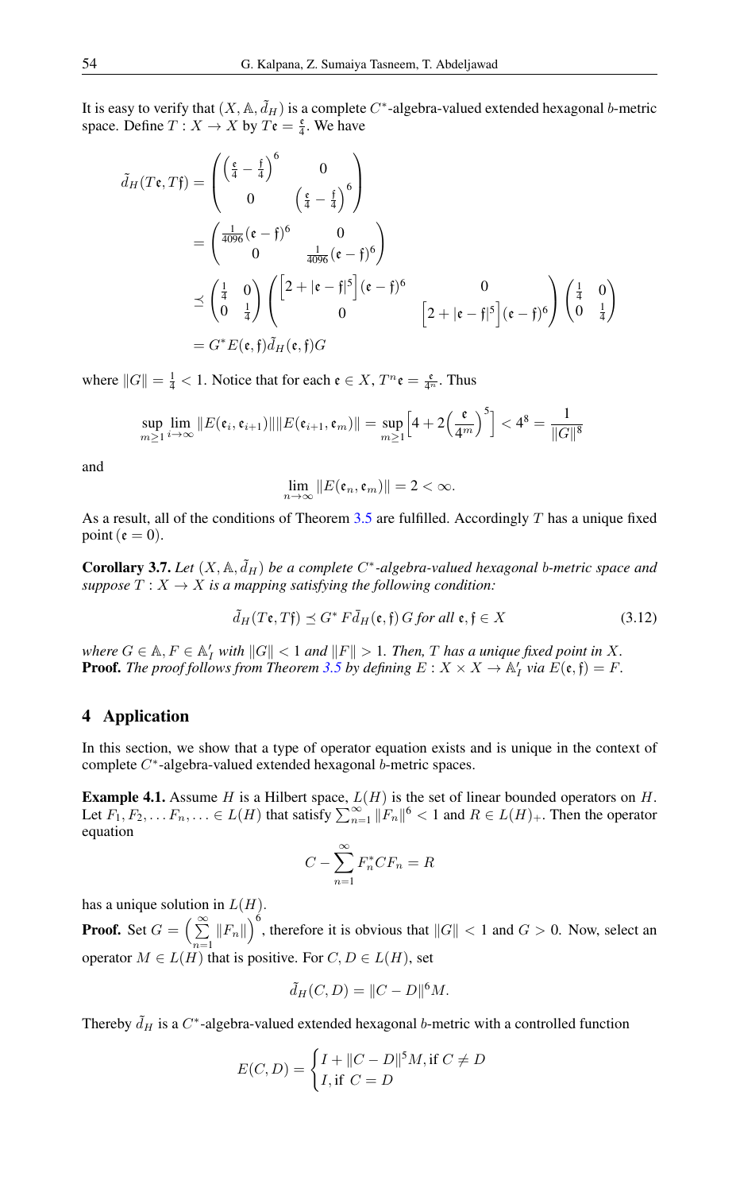It is easy to verify that $(X, \mathbb{A}, \tilde{d}_H)$ is a complete $C^*$-algebra-valued extended hexagonal $b$-metric space. Define $T : X \to X$ by $T\mathfrak{e} = \frac{\mathfrak{e}}{4}$. We have

$$
\begin{aligned}
\tilde{d}_H(T\mathfrak{e}, T\mathfrak{f}) &= \begin{pmatrix} \left(\frac{\mathfrak{e}}{4} - \frac{\mathfrak{f}}{4}\right)^6 & 0 \\ 0 & \left(\frac{\mathfrak{e}}{4} - \frac{\mathfrak{f}}{4}\right)^6 \end{pmatrix} \\
&= \begin{pmatrix} \frac{1}{4096}(\mathfrak{e}-\mathfrak{f})^6 & 0 \\ 0 & \frac{1}{4096}(\mathfrak{e}-\mathfrak{f})^6 \end{pmatrix} \\
&\preceq \begin{pmatrix} \frac{1}{4} & 0 \\ 0 & \frac{1}{4} \end{pmatrix} \begin{pmatrix} \left[2 + |\mathfrak{e}-\mathfrak{f}|^5\right](\mathfrak{e}-\mathfrak{f})^6 & 0 \\ 0 & \left[2 + |\mathfrak{e}-\mathfrak{f}|^5\right](\mathfrak{e}-\mathfrak{f})^6 \end{pmatrix} \begin{pmatrix} \frac{1}{4} & 0 \\ 0 & \frac{1}{4} \end{pmatrix} \\
&= G^* E(\mathfrak{e}, \mathfrak{f}) \tilde{d}_H(\mathfrak{e}, \mathfrak{f}) G
\end{aligned}
$$

where $\|G\| = \frac{1}{4} < 1$. Notice that for each $\mathfrak{e} \in X$, $T^n\mathfrak{e} = \frac{\mathfrak{e}}{4^n}$. Thus

$$
\sup_{m \geq 1} \lim_{i \to \infty} \|E(\mathfrak{e}_i, \mathfrak{e}_{i+1})\| \|E(\mathfrak{e}_{i+1}, \mathfrak{e}_m)\| = \sup_{m \geq 1} \left[4 + 2\left(\frac{\mathfrak{e}}{4^m}\right)^5\right] < 4^8 = \frac{1}{\|G\|^8}
$$

and

$$
\lim_{n \to \infty} \|E(\mathfrak{e}_n, \mathfrak{e}_m)\| = 2 < \infty.
$$

As a result, all of the conditions of Theorem 3.5 are fulfilled. Accordingly $T$ has a unique fixed point $(\mathfrak{e} = 0)$.

**Corollary 3.7.** *Let $(X, \mathbb{A}, \tilde{d}_H)$ be a complete $C^*$-algebra-valued hexagonal $b$-metric space and suppose $T : X \to X$ is a mapping satisfying the following condition:*

$$
\tilde{d}_H(T\mathfrak{e}, T\mathfrak{f}) \preceq G^* F \tilde{d}_H(\mathfrak{e}, \mathfrak{f})\, G \text{ for all } \mathfrak{e}, \mathfrak{f} \in X \tag{3.12}
$$

*where $G \in \mathbb{A}, F \in \mathbb{A}'_I$ with $\|G\| < 1$ and $\|F\| > 1$. Then, $T$ has a unique fixed point in $X$.*
**Proof.** *The proof follows from Theorem 3.5 by defining $E : X \times X \to \mathbb{A}'_I$ via $E(\mathfrak{e}, \mathfrak{f}) = F$.*

## 4 Application

In this section, we show that a type of operator equation exists and is unique in the context of complete $C^*$-algebra-valued extended hexagonal $b$-metric spaces.

**Example 4.1.** Assume $H$ is a Hilbert space, $L(H)$ is the set of linear bounded operators on $H$. Let $F_1, F_2, \ldots F_n, \ldots \in L(H)$ that satisfy $\sum_{n=1}^{\infty} \|F_n\|^6 < 1$ and $R \in L(H)_+$. Then the operator equation

$$
C - \sum_{n=1}^{\infty} F_n^* C F_n = R
$$

has a unique solution in $L(H)$.
**Proof.** Set $G = \left(\sum_{n=1}^{\infty} \|F_n\|\right)^6$, therefore it is obvious that $\|G\| < 1$ and $G > 0$. Now, select an operator $M \in L(H)$ that is positive. For $C, D \in L(H)$, set

$$
\tilde{d}_H(C, D) = \|C - D\|^6 M.
$$

Thereby $\tilde{d}_H$ is a $C^*$-algebra-valued extended hexagonal $b$-metric with a controlled function

$$
E(C, D) = \begin{cases} I + \|C - D\|^5 M, & \text{if } C \neq D \\ I, & \text{if } C = D \end{cases}
$$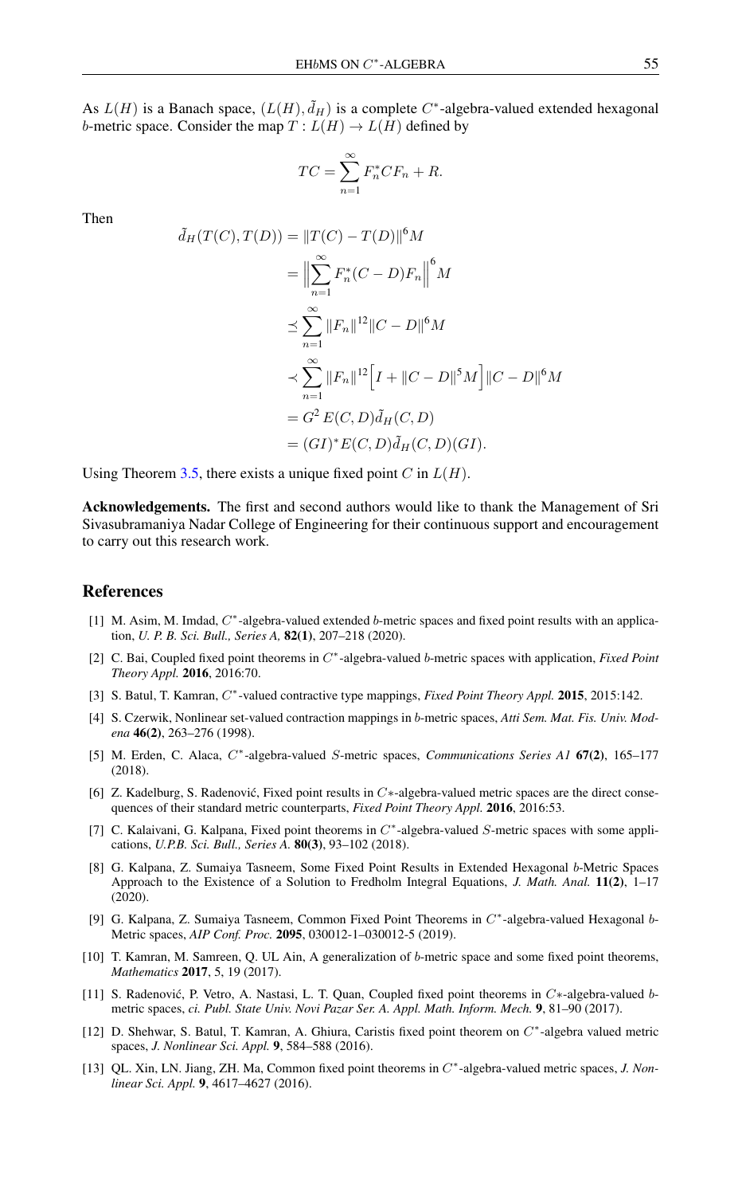As $L(H)$ is a Banach space, $(L(H), \tilde{d}_H)$ is a complete $C^*$-algebra-valued extended hexagonal $b$-metric space. Consider the map $T : L(H) \to L(H)$ defined by

$$TC = \sum_{n=1}^{\infty} F_n^* C F_n + R.$$

Then

$$\begin{aligned}
\tilde{d}_H(T(C), T(D)) &= \|T(C) - T(D)\|^6 M \\
&= \Big\| \sum_{n=1}^{\infty} F_n^*(C - D) F_n \Big\|^6 M \\
&\preceq \sum_{n=1}^{\infty} \|F_n\|^{12} \|C - D\|^6 M \\
&\prec \sum_{n=1}^{\infty} \|F_n\|^{12} \Big[ I + \|C - D\|^5 M \Big] \|C - D\|^6 M \\
&= G^2 \, E(C, D) \tilde{d}_H(C, D) \\
&= (GI)^* E(C, D) \tilde{d}_H(C, D)(GI).
\end{aligned}$$

Using Theorem 3.5, there exists a unique fixed point $C$ in $L(H)$.

**Acknowledgements.** The first and second authors would like to thank the Management of Sri Sivasubramaniya Nadar College of Engineering for their continuous support and encouragement to carry out this research work.

## References

[1] M. Asim, M. Imdad, $C^*$-algebra-valued extended $b$-metric spaces and fixed point results with an application, *U. P. B. Sci. Bull., Series A,* **82(1)**, 207–218 (2020).

[2] C. Bai, Coupled fixed point theorems in $C^*$-algebra-valued $b$-metric spaces with application, *Fixed Point Theory Appl.* **2016**, 2016:70.

[3] S. Batul, T. Kamran, $C^*$-valued contractive type mappings, *Fixed Point Theory Appl.* **2015**, 2015:142.

[4] S. Czerwik, Nonlinear set-valued contraction mappings in $b$-metric spaces, *Atti Sem. Mat. Fis. Univ. Modena* **46(2)**, 263–276 (1998).

[5] M. Erden, C. Alaca, $C^*$-algebra-valued $S$-metric spaces, *Communications Series A1* **67(2)**, 165–177 (2018).

[6] Z. Kadelburg, S. Radenović, Fixed point results in $C*$-algebra-valued metric spaces are the direct consequences of their standard metric counterparts, *Fixed Point Theory Appl.* **2016**, 2016:53.

[7] C. Kalaivani, G. Kalpana, Fixed point theorems in $C^*$-algebra-valued $S$-metric spaces with some applications, *U.P.B. Sci. Bull., Series A.* **80(3)**, 93–102 (2018).

[8] G. Kalpana, Z. Sumaiya Tasneem, Some Fixed Point Results in Extended Hexagonal $b$-Metric Spaces Approach to the Existence of a Solution to Fredholm Integral Equations, *J. Math. Anal.* **11(2)**, 1–17 (2020).

[9] G. Kalpana, Z. Sumaiya Tasneem, Common Fixed Point Theorems in $C^*$-algebra-valued Hexagonal $b$-Metric spaces, *AIP Conf. Proc.* **2095**, 030012-1–030012-5 (2019).

[10] T. Kamran, M. Samreen, Q. UL Ain, A generalization of $b$-metric space and some fixed point theorems, *Mathematics* **2017**, 5, 19 (2017).

[11] S. Radenović, P. Vetro, A. Nastasi, L. T. Quan, Coupled fixed point theorems in $C*$-algebra-valued $b$-metric spaces, *ci. Publ. State Univ. Novi Pazar Ser. A. Appl. Math. Inform. Mech.* **9**, 81–90 (2017).

[12] D. Shehwar, S. Batul, T. Kamran, A. Ghiura, Caristis fixed point theorem on $C^*$-algebra valued metric spaces, *J. Nonlinear Sci. Appl.* **9**, 584–588 (2016).

[13] QL. Xin, LN. Jiang, ZH. Ma, Common fixed point theorems in $C^*$-algebra-valued metric spaces, *J. Nonlinear Sci. Appl.* **9**, 4617–4627 (2016).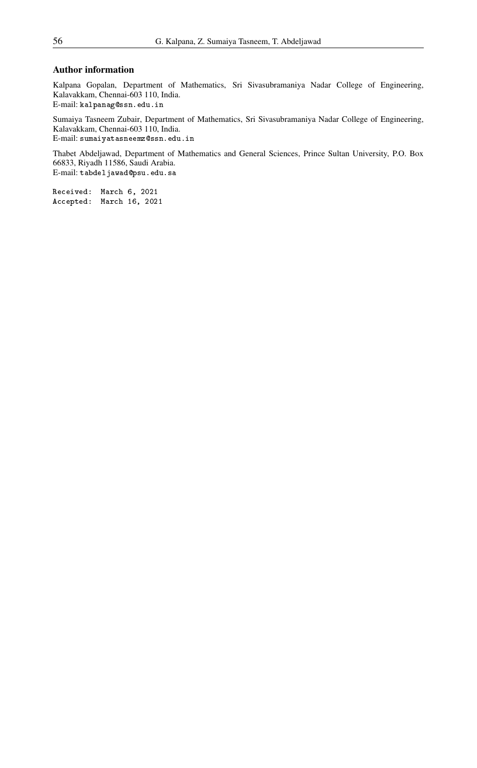### Author information

Kalpana Gopalan, Department of Mathematics, Sri Sivasubramaniya Nadar College of Engineering, Kalavakkam, Chennai-603 110, India.
E-mail: `kalpanag@ssn.edu.in`

Sumaiya Tasneem Zubair, Department of Mathematics, Sri Sivasubramaniya Nadar College of Engineering, Kalavakkam, Chennai-603 110, India.
E-mail: `sumaiyatasneemz@ssn.edu.in`

Thabet Abdeljawad, Department of Mathematics and General Sciences, Prince Sultan University, P.O. Box 66833, Riyadh 11586, Saudi Arabia.
E-mail: `tabdeljawad@psu.edu.sa`

Received: March 6, 2021
Accepted: March 16, 2021